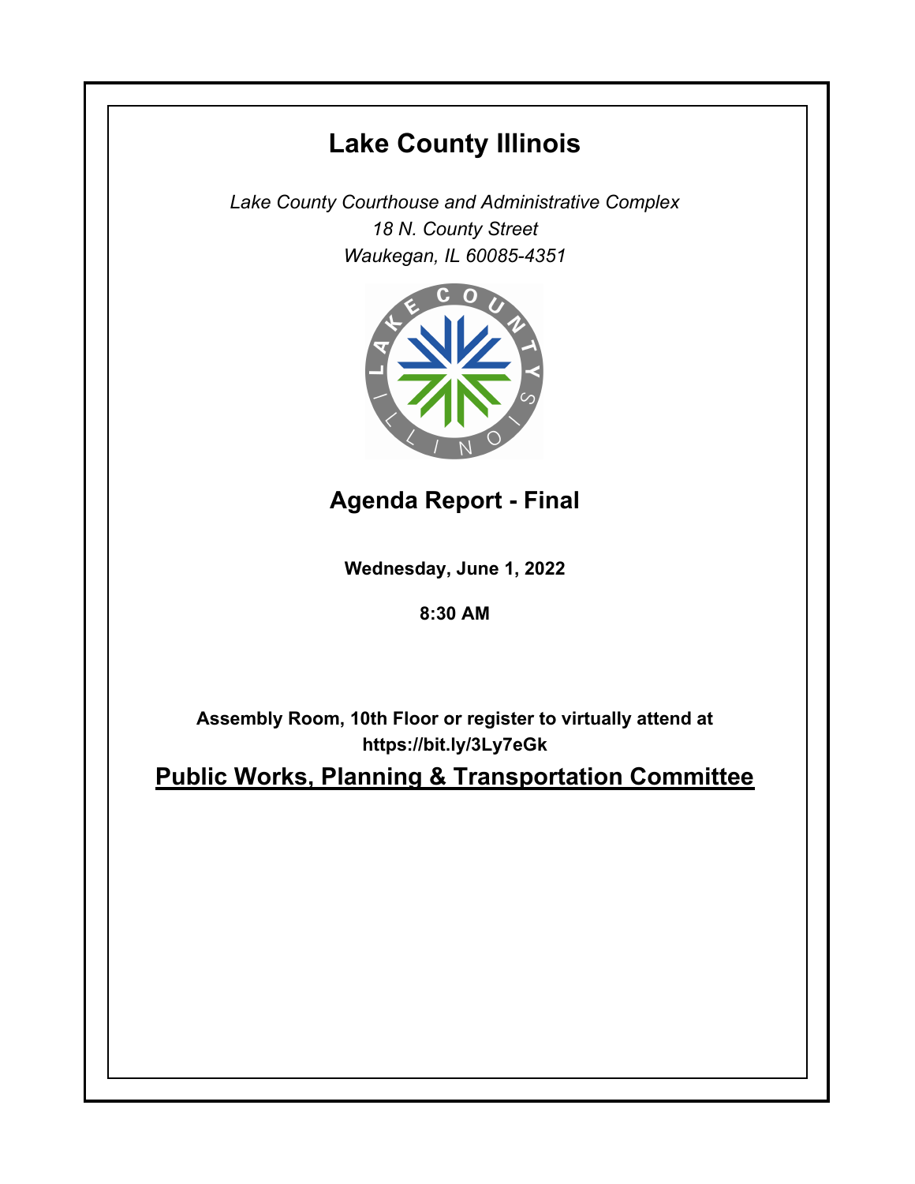# Lake County Illinois

*Lake County Courthouse and Administrative Complex*
*18 N. County Street*
*Waukegan, IL 60085-4351*

## Agenda Report - Final

**Wednesday, June 1, 2022**

**8:30 AM**

**Assembly Room, 10th Floor or register to virtually attend at https://bit.ly/3Ly7eGk**

## Public Works, Planning & Transportation Committee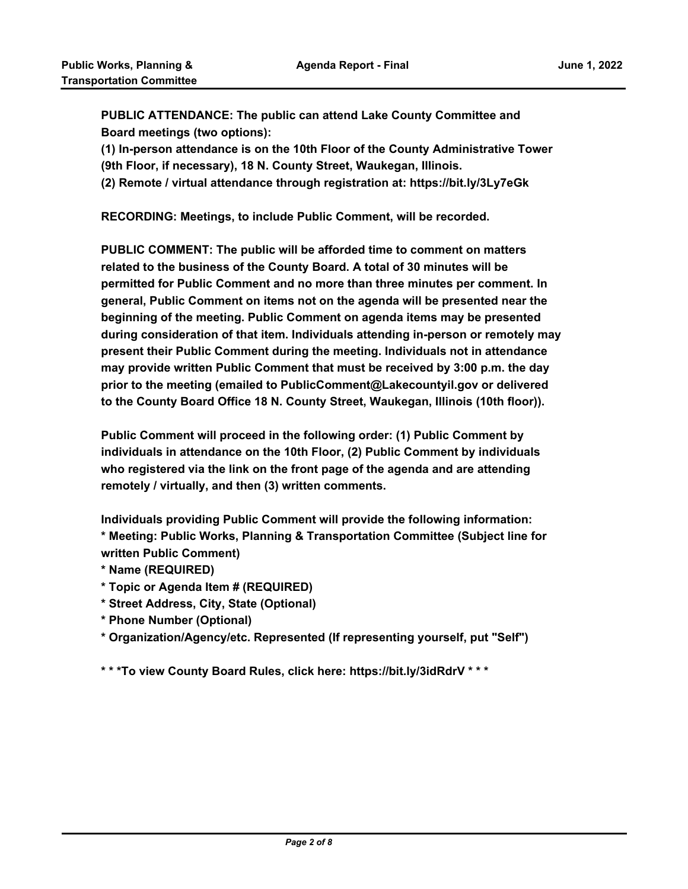**PUBLIC ATTENDANCE: The public can attend Lake County Committee and Board meetings (two options):**
**(1) In-person attendance is on the 10th Floor of the County Administrative Tower (9th Floor, if necessary), 18 N. County Street, Waukegan, Illinois.**
**(2) Remote / virtual attendance through registration at: https://bit.ly/3Ly7eGk**

**RECORDING: Meetings, to include Public Comment, will be recorded.**

**PUBLIC COMMENT: The public will be afforded time to comment on matters related to the business of the County Board. A total of 30 minutes will be permitted for Public Comment and no more than three minutes per comment. In general, Public Comment on items not on the agenda will be presented near the beginning of the meeting. Public Comment on agenda items may be presented during consideration of that item. Individuals attending in-person or remotely may present their Public Comment during the meeting. Individuals not in attendance may provide written Public Comment that must be received by 3:00 p.m. the day prior to the meeting (emailed to PublicComment@Lakecountyil.gov or delivered to the County Board Office 18 N. County Street, Waukegan, Illinois (10th floor)).**

**Public Comment will proceed in the following order: (1) Public Comment by individuals in attendance on the 10th Floor, (2) Public Comment by individuals who registered via the link on the front page of the agenda and are attending remotely / virtually, and then (3) written comments.**

**Individuals providing Public Comment will provide the following information:**
**\* Meeting: Public Works, Planning & Transportation Committee (Subject line for written Public Comment)**
**\* Name (REQUIRED)**
**\* Topic or Agenda Item # (REQUIRED)**
**\* Street Address, City, State (Optional)**
**\* Phone Number (Optional)**
**\* Organization/Agency/etc. Represented (If representing yourself, put "Self")**

**\* \* \*To view County Board Rules, click here: https://bit.ly/3idRdrV \* \* \***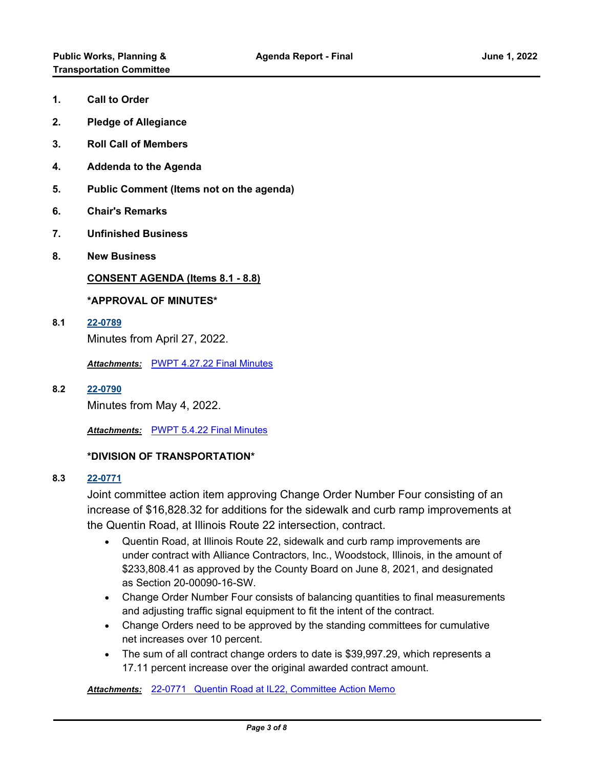1. **Call to Order**
2. **Pledge of Allegiance**
3. **Roll Call of Members**
4. **Addenda to the Agenda**
5. **Public Comment (Items not on the agenda)**
6. **Chair's Remarks**
7. **Unfinished Business**
8. **New Business**

**CONSENT AGENDA (Items 8.1 - 8.8)**

**\*APPROVAL OF MINUTES\***

**8.1** **22-0789**

Minutes from April 27, 2022.

***Attachments:*** PWPT 4.27.22 Final Minutes

**8.2** **22-0790**

Minutes from May 4, 2022.

***Attachments:*** PWPT 5.4.22 Final Minutes

**\*DIVISION OF TRANSPORTATION\***

**8.3** **22-0771**

Joint committee action item approving Change Order Number Four consisting of an increase of $16,828.32 for additions for the sidewalk and curb ramp improvements at the Quentin Road, at Illinois Route 22 intersection, contract.

- Quentin Road, at Illinois Route 22, sidewalk and curb ramp improvements are under contract with Alliance Contractors, Inc., Woodstock, Illinois, in the amount of $233,808.41 as approved by the County Board on June 8, 2021, and designated as Section 20-00090-16-SW.
- Change Order Number Four consists of balancing quantities to final measurements and adjusting traffic signal equipment to fit the intent of the contract.
- Change Orders need to be approved by the standing committees for cumulative net increases over 10 percent.
- The sum of all contract change orders to date is $39,997.29, which represents a 17.11 percent increase over the original awarded contract amount.

***Attachments:*** 22-0771 Quentin Road at IL22, Committee Action Memo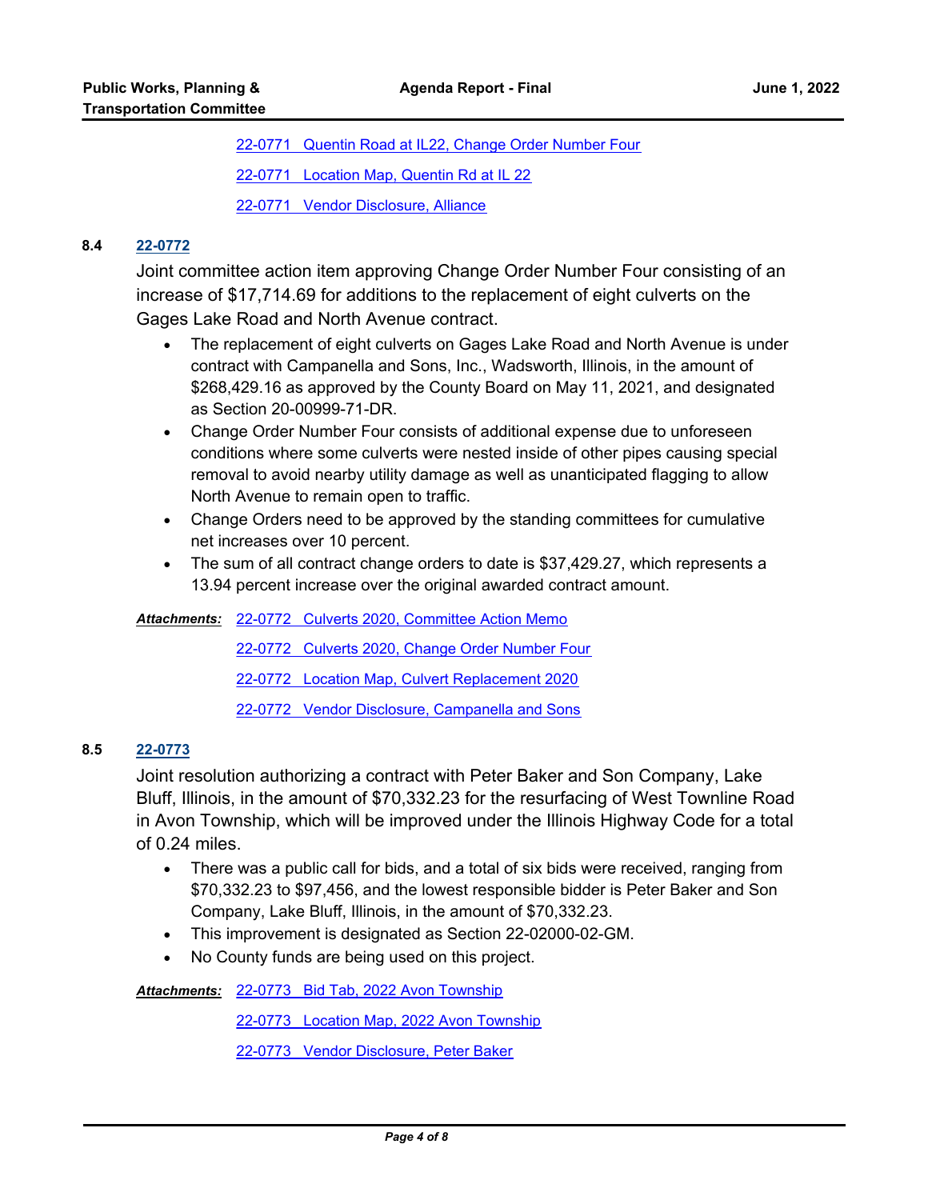[22-0771 Quentin Road at IL22, Change Order Number Four](#)

[22-0771 Location Map, Quentin Rd at IL 22](#)

[22-0771 Vendor Disclosure, Alliance](#)

**8.4** **22-0772**

Joint committee action item approving Change Order Number Four consisting of an increase of $17,714.69 for additions to the replacement of eight culverts on the Gages Lake Road and North Avenue contract.

- The replacement of eight culverts on Gages Lake Road and North Avenue is under contract with Campanella and Sons, Inc., Wadsworth, Illinois, in the amount of $268,429.16 as approved by the County Board on May 11, 2021, and designated as Section 20-00999-71-DR.
- Change Order Number Four consists of additional expense due to unforeseen conditions where some culverts were nested inside of other pipes causing special removal to avoid nearby utility damage as well as unanticipated flagging to allow North Avenue to remain open to traffic.
- Change Orders need to be approved by the standing committees for cumulative net increases over 10 percent.
- The sum of all contract change orders to date is $37,429.27, which represents a 13.94 percent increase over the original awarded contract amount.

***Attachments:*** 22-0772 Culverts 2020, Committee Action Memo

22-0772 Culverts 2020, Change Order Number Four

22-0772 Location Map, Culvert Replacement 2020

22-0772 Vendor Disclosure, Campanella and Sons

**8.5** **22-0773**

Joint resolution authorizing a contract with Peter Baker and Son Company, Lake Bluff, Illinois, in the amount of $70,332.23 for the resurfacing of West Townline Road in Avon Township, which will be improved under the Illinois Highway Code for a total of 0.24 miles.

- There was a public call for bids, and a total of six bids were received, ranging from $70,332.23 to $97,456, and the lowest responsible bidder is Peter Baker and Son Company, Lake Bluff, Illinois, in the amount of $70,332.23.
- This improvement is designated as Section 22-02000-02-GM.
- No County funds are being used on this project.

***Attachments:*** 22-0773 Bid Tab, 2022 Avon Township

22-0773 Location Map, 2022 Avon Township

22-0773 Vendor Disclosure, Peter Baker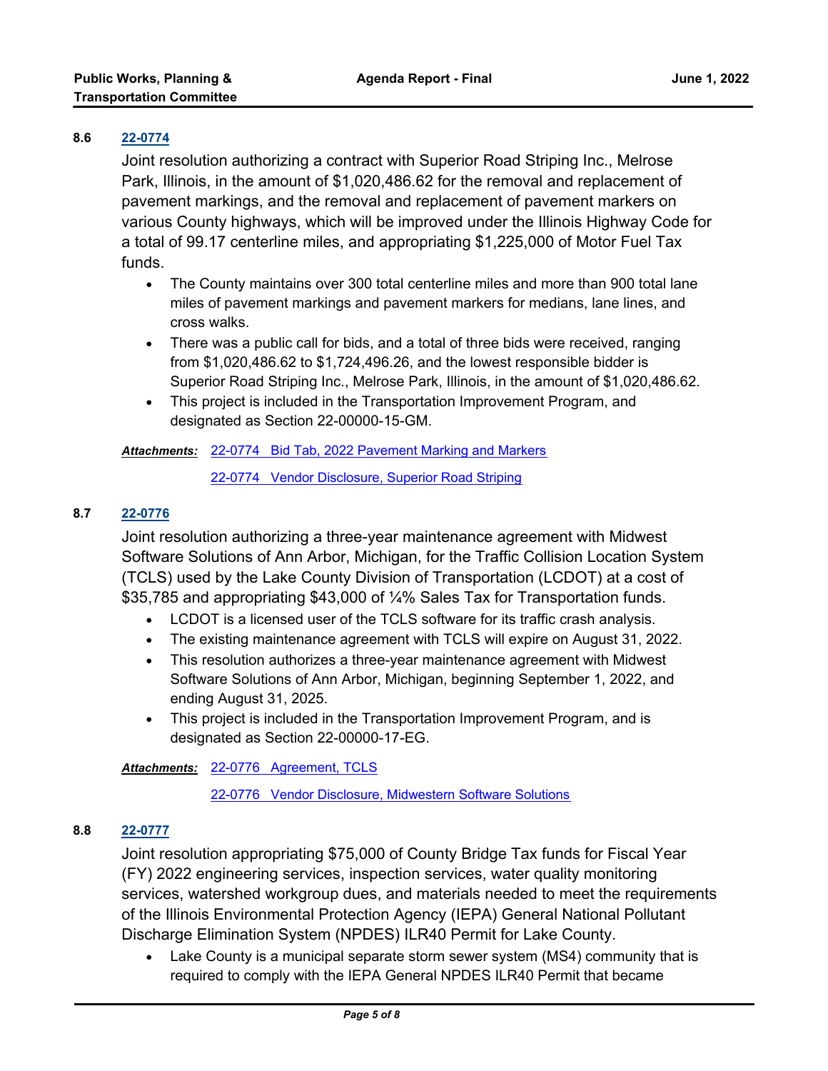**8.6** **22-0774**

Joint resolution authorizing a contract with Superior Road Striping Inc., Melrose Park, Illinois, in the amount of $1,020,486.62 for the removal and replacement of pavement markings, and the removal and replacement of pavement markers on various County highways, which will be improved under the Illinois Highway Code for a total of 99.17 centerline miles, and appropriating $1,225,000 of Motor Fuel Tax funds.

- The County maintains over 300 total centerline miles and more than 900 total lane miles of pavement markings and pavement markers for medians, lane lines, and cross walks.
- There was a public call for bids, and a total of three bids were received, ranging from $1,020,486.62 to $1,724,496.26, and the lowest responsible bidder is Superior Road Striping Inc., Melrose Park, Illinois, in the amount of $1,020,486.62.
- This project is included in the Transportation Improvement Program, and designated as Section 22-00000-15-GM.

***Attachments:*** 22-0774 Bid Tab, 2022 Pavement Marking and Markers

22-0774 Vendor Disclosure, Superior Road Striping

**8.7** **22-0776**

Joint resolution authorizing a three-year maintenance agreement with Midwest Software Solutions of Ann Arbor, Michigan, for the Traffic Collision Location System (TCLS) used by the Lake County Division of Transportation (LCDOT) at a cost of $35,785 and appropriating $43,000 of ¼% Sales Tax for Transportation funds.

- LCDOT is a licensed user of the TCLS software for its traffic crash analysis.
- The existing maintenance agreement with TCLS will expire on August 31, 2022.
- This resolution authorizes a three-year maintenance agreement with Midwest Software Solutions of Ann Arbor, Michigan, beginning September 1, 2022, and ending August 31, 2025.
- This project is included in the Transportation Improvement Program, and is designated as Section 22-00000-17-EG.

***Attachments:*** 22-0776 Agreement, TCLS

22-0776 Vendor Disclosure, Midwestern Software Solutions

**8.8** **22-0777**

Joint resolution appropriating $75,000 of County Bridge Tax funds for Fiscal Year (FY) 2022 engineering services, inspection services, water quality monitoring services, watershed workgroup dues, and materials needed to meet the requirements of the Illinois Environmental Protection Agency (IEPA) General National Pollutant Discharge Elimination System (NPDES) ILR40 Permit for Lake County.

- Lake County is a municipal separate storm sewer system (MS4) community that is required to comply with the IEPA General NPDES ILR40 Permit that became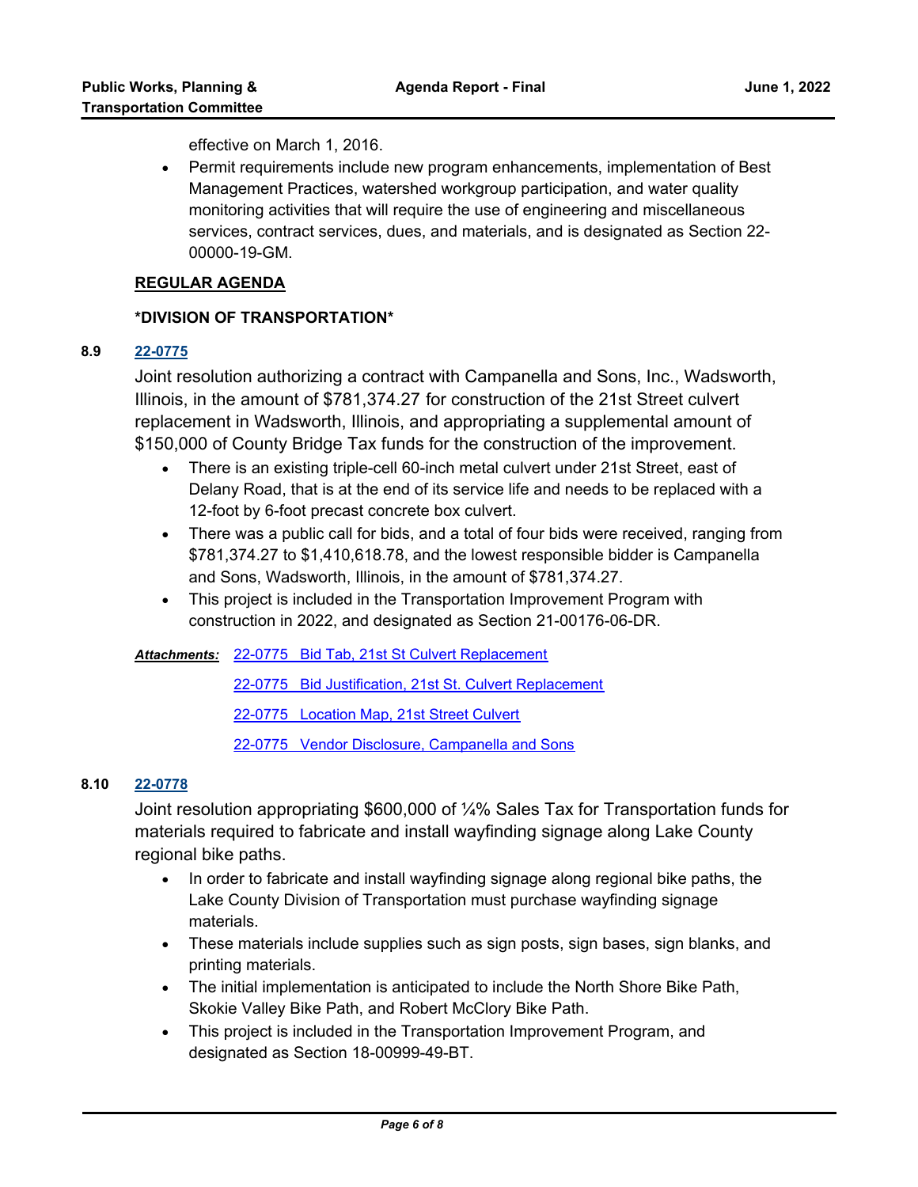effective on March 1, 2016.

- Permit requirements include new program enhancements, implementation of Best Management Practices, watershed workgroup participation, and water quality monitoring activities that will require the use of engineering and miscellaneous services, contract services, dues, and materials, and is designated as Section 22-00000-19-GM.

## REGULAR AGENDA

### *DIVISION OF TRANSPORTATION*

**8.9** **22-0775**

Joint resolution authorizing a contract with Campanella and Sons, Inc., Wadsworth, Illinois, in the amount of $781,374.27 for construction of the 21st Street culvert replacement in Wadsworth, Illinois, and appropriating a supplemental amount of $150,000 of County Bridge Tax funds for the construction of the improvement.

- There is an existing triple-cell 60-inch metal culvert under 21st Street, east of Delany Road, that is at the end of its service life and needs to be replaced with a 12-foot by 6-foot precast concrete box culvert.
- There was a public call for bids, and a total of four bids were received, ranging from $781,374.27 to $1,410,618.78, and the lowest responsible bidder is Campanella and Sons, Wadsworth, Illinois, in the amount of $781,374.27.
- This project is included in the Transportation Improvement Program with construction in 2022, and designated as Section 21-00176-06-DR.

***Attachments:*** 22-0775 Bid Tab, 21st St Culvert Replacement

22-0775 Bid Justification, 21st St. Culvert Replacement

22-0775 Location Map, 21st Street Culvert

22-0775 Vendor Disclosure, Campanella and Sons

**8.10** **22-0778**

Joint resolution appropriating $600,000 of ¼% Sales Tax for Transportation funds for materials required to fabricate and install wayfinding signage along Lake County regional bike paths.

- In order to fabricate and install wayfinding signage along regional bike paths, the Lake County Division of Transportation must purchase wayfinding signage materials.
- These materials include supplies such as sign posts, sign bases, sign blanks, and printing materials.
- The initial implementation is anticipated to include the North Shore Bike Path, Skokie Valley Bike Path, and Robert McClory Bike Path.
- This project is included in the Transportation Improvement Program, and designated as Section 18-00999-49-BT.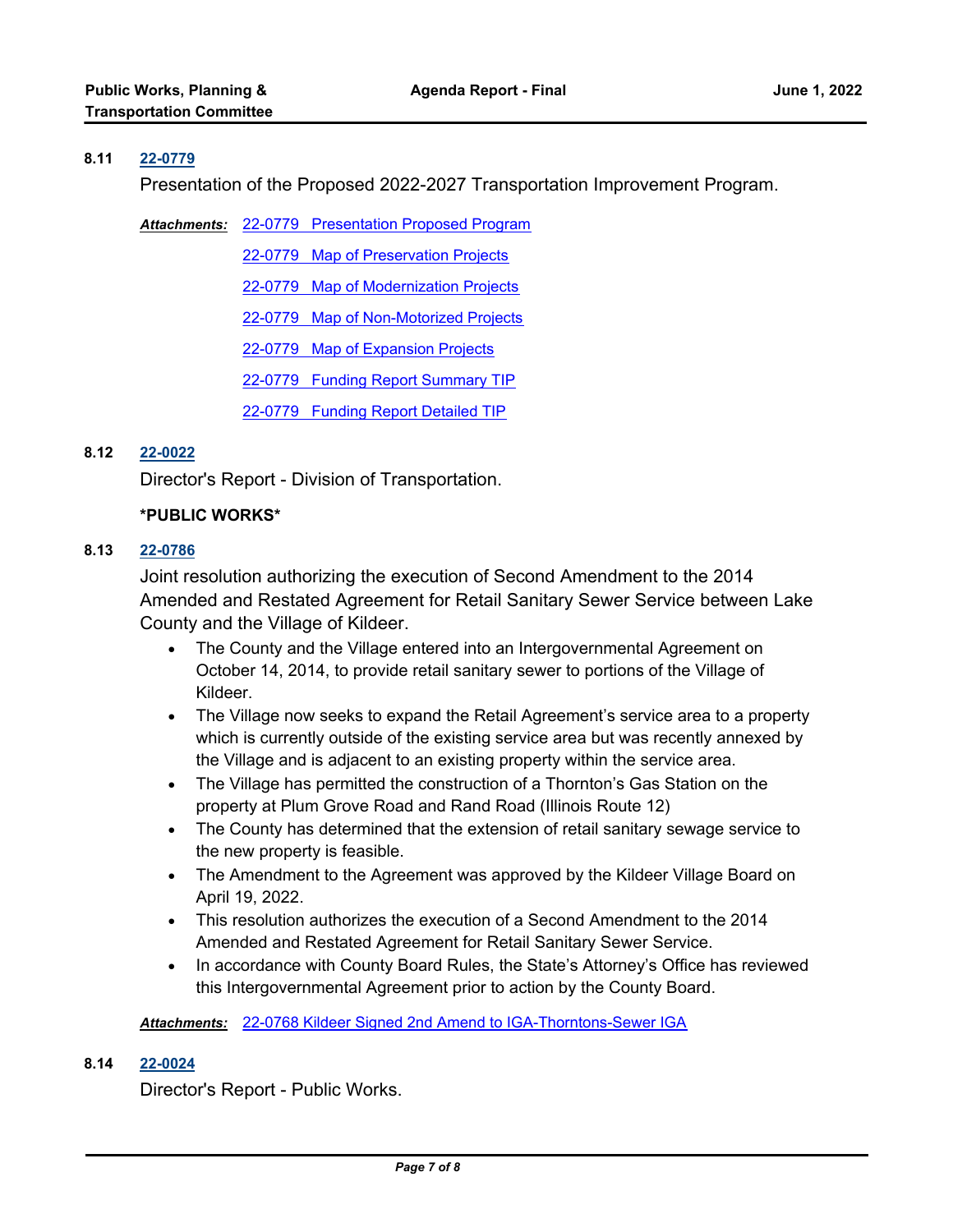**8.11** **22-0779**

Presentation of the Proposed 2022-2027 Transportation Improvement Program.

***Attachments:*** 22-0779 Presentation Proposed Program

22-0779 Map of Preservation Projects

22-0779 Map of Modernization Projects

22-0779 Map of Non-Motorized Projects

22-0779 Map of Expansion Projects

22-0779 Funding Report Summary TIP

22-0779 Funding Report Detailed TIP

**8.12** **22-0022**

Director's Report - Division of Transportation.

**\*PUBLIC WORKS\***

**8.13** **22-0786**

Joint resolution authorizing the execution of Second Amendment to the 2014 Amended and Restated Agreement for Retail Sanitary Sewer Service between Lake County and the Village of Kildeer.

- The County and the Village entered into an Intergovernmental Agreement on October 14, 2014, to provide retail sanitary sewer to portions of the Village of Kildeer.
- The Village now seeks to expand the Retail Agreement's service area to a property which is currently outside of the existing service area but was recently annexed by the Village and is adjacent to an existing property within the service area.
- The Village has permitted the construction of a Thornton's Gas Station on the property at Plum Grove Road and Rand Road (Illinois Route 12)
- The County has determined that the extension of retail sanitary sewage service to the new property is feasible.
- The Amendment to the Agreement was approved by the Kildeer Village Board on April 19, 2022.
- This resolution authorizes the execution of a Second Amendment to the 2014 Amended and Restated Agreement for Retail Sanitary Sewer Service.
- In accordance with County Board Rules, the State's Attorney's Office has reviewed this Intergovernmental Agreement prior to action by the County Board.

***Attachments:*** 22-0768 Kildeer Signed 2nd Amend to IGA-Thorntons-Sewer IGA

**8.14** **22-0024**

Director's Report - Public Works.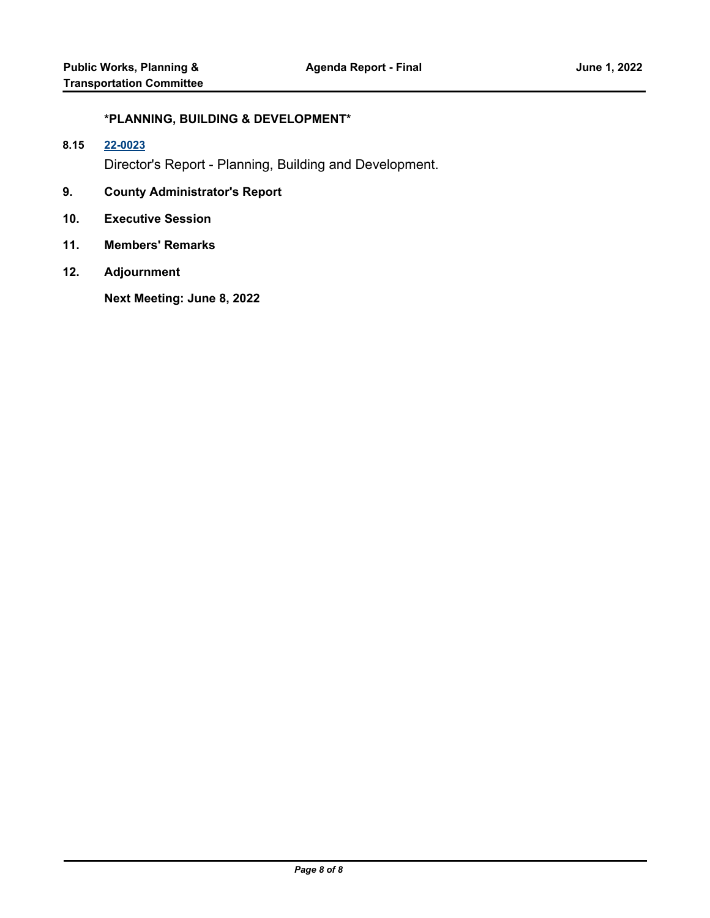**\*PLANNING, BUILDING & DEVELOPMENT\***

**8.15** [22-0023]

Director's Report - Planning, Building and Development.

**9. County Administrator's Report**

**10. Executive Session**

**11. Members' Remarks**

**12. Adjournment**

**Next Meeting: June 8, 2022**